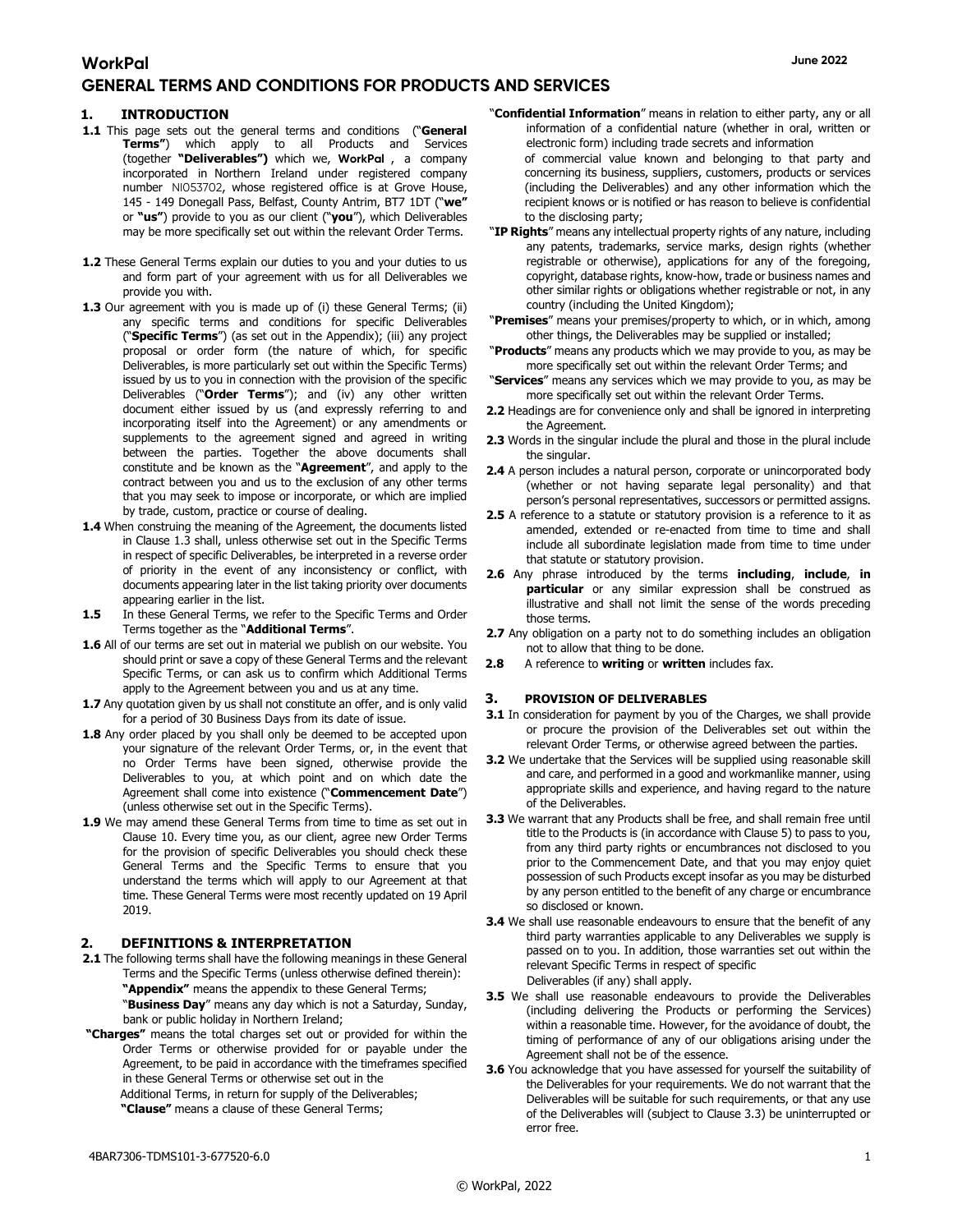# WorkPal

June 2022

# GENERAL TERMS AND CONDITIONS FOR PRODUCTS AND SERVICES

## 1. INTRODUCTION

**1.1** This page sets out the general terms and conditions ("**General Terms**") which apply to all Products and Services (together **"Deliverables")** which we, **WorkPal**, a company incorporated in Northern Ireland under registered company number NI053702, whose registered office is at Grove House, 145 - 149 Donegall Pass, Belfast, County Antrim, BT7 1DT ("**we"** or **"us"**) provide to you as our client ("**you**"), which Deliverables may be more specifically set out within the relevant Order Terms.

**1.2** These General Terms explain our duties to you and your duties to us and form part of your agreement with us for all Deliverables we provide you with.

**1.3** Our agreement with you is made up of (i) these General Terms; (ii) any specific terms and conditions for specific Deliverables ("**Specific Terms**") (as set out in the Appendix); (iii) any project proposal or order form (the nature of which, for specific Deliverables, is more particularly set out within the Specific Terms) issued by us to you in connection with the provision of the specific Deliverables ("**Order Terms**"); and (iv) any other written document either issued by us (and expressly referring to and incorporating itself into the Agreement) or any amendments or supplements to the agreement signed and agreed in writing between the parties. Together the above documents shall constitute and be known as the "**Agreement**", and apply to the contract between you and us to the exclusion of any other terms that you may seek to impose or incorporate, or which are implied by trade, custom, practice or course of dealing.

**1.4** When construing the meaning of the Agreement, the documents listed in Clause 1.3 shall, unless otherwise set out in the Specific Terms in respect of specific Deliverables, be interpreted in a reverse order of priority in the event of any inconsistency or conflict, with documents appearing later in the list taking priority over documents appearing earlier in the list.

**1.5** In these General Terms, we refer to the Specific Terms and Order Terms together as the "**Additional Terms**".

**1.6** All of our terms are set out in material we publish on our website. You should print or save a copy of these General Terms and the relevant Specific Terms, or can ask us to confirm which Additional Terms apply to the Agreement between you and us at any time.

**1.7** Any quotation given by us shall not constitute an offer, and is only valid for a period of 30 Business Days from its date of issue.

**1.8** Any order placed by you shall only be deemed to be accepted upon your signature of the relevant Order Terms, or, in the event that no Order Terms have been signed, otherwise provide the Deliverables to you, at which point and on which date the Agreement shall come into existence ("**Commencement Date**") (unless otherwise set out in the Specific Terms).

**1.9** We may amend these General Terms from time to time as set out in Clause 10. Every time you, as our client, agree new Order Terms for the provision of specific Deliverables you should check these General Terms and the Specific Terms to ensure that you understand the terms which will apply to our Agreement at that time. These General Terms were most recently updated on 19 April 2019.

## 2. DEFINITIONS & INTERPRETATION

**2.1** The following terms shall have the following meanings in these General Terms and the Specific Terms (unless otherwise defined therein):

**"Appendix"** means the appendix to these General Terms;

"**Business Day**" means any day which is not a Saturday, Sunday, bank or public holiday in Northern Ireland;

**"Charges"** means the total charges set out or provided for within the Order Terms or otherwise provided for or payable under the Agreement, to be paid in accordance with the timeframes specified in these General Terms or otherwise set out in the Additional Terms, in return for supply of the Deliverables;

**"Clause"** means a clause of these General Terms;

"**Confidential Information**" means in relation to either party, any or all information of a confidential nature (whether in oral, written or electronic form) including trade secrets and information of commercial value known and belonging to that party and concerning its business, suppliers, customers, products or services (including the Deliverables) and any other information which the recipient knows or is notified or has reason to believe is confidential to the disclosing party;

"**IP Rights**" means any intellectual property rights of any nature, including any patents, trademarks, service marks, design rights (whether registrable or otherwise), applications for any of the foregoing, copyright, database rights, know-how, trade or business names and other similar rights or obligations whether registrable or not, in any country (including the United Kingdom);

"**Premises**" means your premises/property to which, or in which, among other things, the Deliverables may be supplied or installed;

"**Products**" means any products which we may provide to you, as may be more specifically set out within the relevant Order Terms; and

"**Services**" means any services which we may provide to you, as may be more specifically set out within the relevant Order Terms.

**2.2** Headings are for convenience only and shall be ignored in interpreting the Agreement.

**2.3** Words in the singular include the plural and those in the plural include the singular.

**2.4** A person includes a natural person, corporate or unincorporated body (whether or not having separate legal personality) and that person's personal representatives, successors or permitted assigns.

**2.5** A reference to a statute or statutory provision is a reference to it as amended, extended or re-enacted from time to time and shall include all subordinate legislation made from time to time under that statute or statutory provision.

**2.6** Any phrase introduced by the terms **including**, **include**, **in particular** or any similar expression shall be construed as illustrative and shall not limit the sense of the words preceding those terms.

**2.7** Any obligation on a party not to do something includes an obligation not to allow that thing to be done.

**2.8** A reference to **writing** or **written** includes fax.

## 3. PROVISION OF DELIVERABLES

**3.1** In consideration for payment by you of the Charges, we shall provide or procure the provision of the Deliverables set out within the relevant Order Terms, or otherwise agreed between the parties.

**3.2** We undertake that the Services will be supplied using reasonable skill and care, and performed in a good and workmanlike manner, using appropriate skills and experience, and having regard to the nature of the Deliverables.

**3.3** We warrant that any Products shall be free, and shall remain free until title to the Products is (in accordance with Clause 5) to pass to you, from any third party rights or encumbrances not disclosed to you prior to the Commencement Date, and that you may enjoy quiet possession of such Products except insofar as you may be disturbed by any person entitled to the benefit of any charge or encumbrance so disclosed or known.

**3.4** We shall use reasonable endeavours to ensure that the benefit of any third party warranties applicable to any Deliverables we supply is passed on to you. In addition, those warranties set out within the relevant Specific Terms in respect of specific Deliverables (if any) shall apply.

**3.5** We shall use reasonable endeavours to provide the Deliverables (including delivering the Products or performing the Services) within a reasonable time. However, for the avoidance of doubt, the timing of performance of any of our obligations arising under the Agreement shall not be of the essence.

**3.6** You acknowledge that you have assessed for yourself the suitability of the Deliverables for your requirements. We do not warrant that the Deliverables will be suitable for such requirements, or that any use of the Deliverables will (subject to Clause 3.3) be uninterrupted or error free.

4BAR7306-TDMS101-3-677520-6.0

© WorkPal, 2022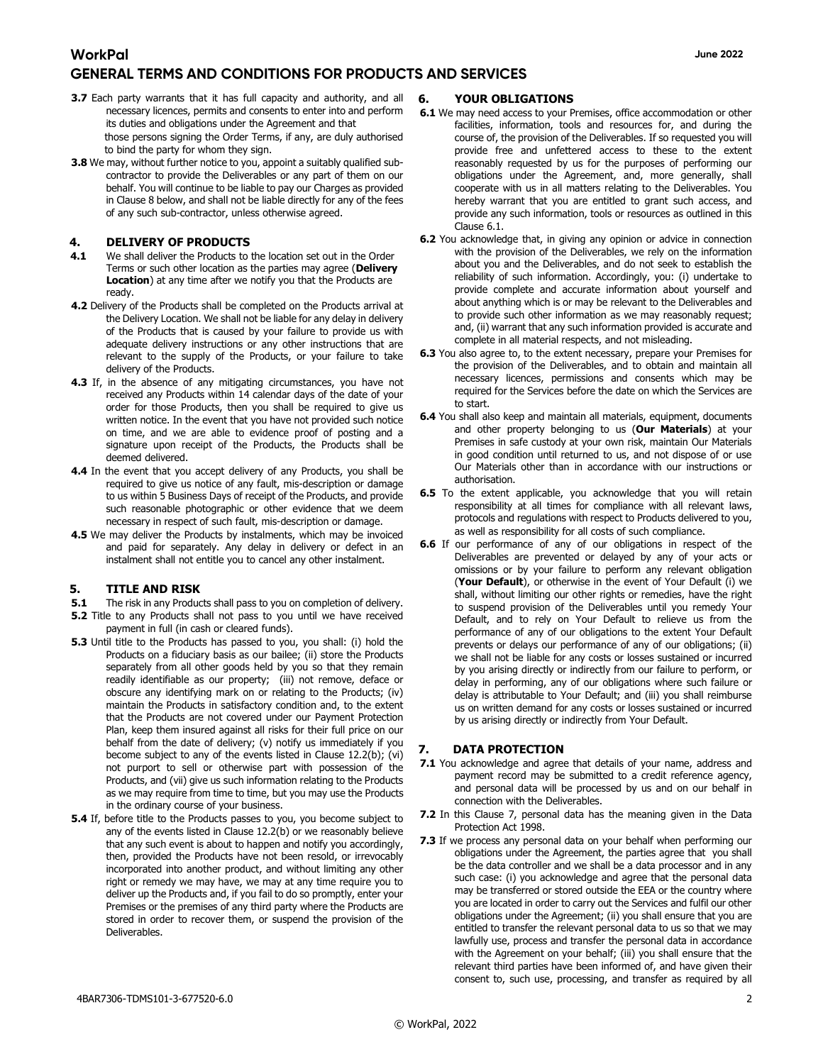**3.7** Each party warrants that it has full capacity and authority, and all necessary licences, permits and consents to enter into and perform its duties and obligations under the Agreement and that those persons signing the Order Terms, if any, are duly authorised to bind the party for whom they sign.

**3.8** We may, without further notice to you, appoint a suitably qualified sub-contractor to provide the Deliverables or any part of them on our behalf. You will continue to be liable to pay our Charges as provided in Clause 8 below, and shall not be liable directly for any of the fees of any such sub-contractor, unless otherwise agreed.

## 4. DELIVERY OF PRODUCTS

**4.1** We shall deliver the Products to the location set out in the Order Terms or such other location as the parties may agree (**Delivery Location**) at any time after we notify you that the Products are ready.

**4.2** Delivery of the Products shall be completed on the Products arrival at the Delivery Location. We shall not be liable for any delay in delivery of the Products that is caused by your failure to provide us with adequate delivery instructions or any other instructions that are relevant to the supply of the Products, or your failure to take delivery of the Products.

**4.3** If, in the absence of any mitigating circumstances, you have not received any Products within 14 calendar days of the date of your order for those Products, then you shall be required to give us written notice. In the event that you have not provided such notice on time, and we are able to evidence proof of posting and a signature upon receipt of the Products, the Products shall be deemed delivered.

**4.4** In the event that you accept delivery of any Products, you shall be required to give us notice of any fault, mis-description or damage to us within 5 Business Days of receipt of the Products, and provide such reasonable photographic or other evidence that we deem necessary in respect of such fault, mis-description or damage.

**4.5** We may deliver the Products by instalments, which may be invoiced and paid for separately. Any delay in delivery or defect in an instalment shall not entitle you to cancel any other instalment.

## 5. TITLE AND RISK

**5.1** The risk in any Products shall pass to you on completion of delivery.

**5.2** Title to any Products shall not pass to you until we have received payment in full (in cash or cleared funds).

**5.3** Until title to the Products has passed to you, you shall: (i) hold the Products on a fiduciary basis as our bailee; (ii) store the Products separately from all other goods held by you so that they remain readily identifiable as our property; (iii) not remove, deface or obscure any identifying mark on or relating to the Products; (iv) maintain the Products in satisfactory condition and, to the extent that the Products are not covered under our Payment Protection Plan, keep them insured against all risks for their full price on our behalf from the date of delivery; (v) notify us immediately if you become subject to any of the events listed in Clause 12.2(b); (vi) not purport to sell or otherwise part with possession of the Products, and (vii) give us such information relating to the Products as we may require from time to time, but you may use the Products in the ordinary course of your business.

**5.4** If, before title to the Products passes to you, you become subject to any of the events listed in Clause 12.2(b) or we reasonably believe that any such event is about to happen and notify you accordingly, then, provided the Products have not been resold, or irrevocably incorporated into another product, and without limiting any other right or remedy we may have, we may at any time require you to deliver up the Products and, if you fail to do so promptly, enter your Premises or the premises of any third party where the Products are stored in order to recover them, or suspend the provision of the Deliverables.

## 6. YOUR OBLIGATIONS

**6.1** We may need access to your Premises, office accommodation or other facilities, information, tools and resources for, and during the course of, the provision of the Deliverables. If so requested you will provide free and unfettered access to these to the extent reasonably requested by us for the purposes of performing our obligations under the Agreement, and, more generally, shall cooperate with us in all matters relating to the Deliverables. You hereby warrant that you are entitled to grant such access, and provide any such information, tools or resources as outlined in this Clause 6.1.

**6.2** You acknowledge that, in giving any opinion or advice in connection with the provision of the Deliverables, we rely on the information about you and the Deliverables, and do not seek to establish the reliability of such information. Accordingly, you: (i) undertake to provide complete and accurate information about yourself and about anything which is or may be relevant to the Deliverables and to provide such other information as we may reasonably request; and, (ii) warrant that any such information provided is accurate and complete in all material respects, and not misleading.

**6.3** You also agree to, to the extent necessary, prepare your Premises for the provision of the Deliverables, and to obtain and maintain all necessary licences, permissions and consents which may be required for the Services before the date on which the Services are to start.

**6.4** You shall also keep and maintain all materials, equipment, documents and other property belonging to us (**Our Materials**) at your Premises in safe custody at your own risk, maintain Our Materials in good condition until returned to us, and not dispose of or use Our Materials other than in accordance with our instructions or authorisation.

**6.5** To the extent applicable, you acknowledge that you will retain responsibility at all times for compliance with all relevant laws, protocols and regulations with respect to Products delivered to you, as well as responsibility for all costs of such compliance.

**6.6** If our performance of any of our obligations in respect of the Deliverables are prevented or delayed by any of your acts or omissions or by your failure to perform any relevant obligation (**Your Default**), or otherwise in the event of Your Default (i) we shall, without limiting our other rights or remedies, have the right to suspend provision of the Deliverables until you remedy Your Default, and to rely on Your Default to relieve us from the performance of any of our obligations to the extent Your Default prevents or delays our performance of any of our obligations; (ii) we shall not be liable for any costs or losses sustained or incurred by you arising directly or indirectly from our failure to perform, or delay in performing, any of our obligations where such failure or delay is attributable to Your Default; and (iii) you shall reimburse us on written demand for any costs or losses sustained or incurred by us arising directly or indirectly from Your Default.

## 7. DATA PROTECTION

**7.1** You acknowledge and agree that details of your name, address and payment record may be submitted to a credit reference agency, and personal data will be processed by us and on our behalf in connection with the Deliverables.

**7.2** In this Clause 7, personal data has the meaning given in the Data Protection Act 1998.

**7.3** If we process any personal data on your behalf when performing our obligations under the Agreement, the parties agree that you shall be the data controller and we shall be a data processor and in any such case: (i) you acknowledge and agree that the personal data may be transferred or stored outside the EEA or the country where you are located in order to carry out the Services and fulfil our other obligations under the Agreement; (ii) you shall ensure that you are entitled to transfer the relevant personal data to us so that we may lawfully use, process and transfer the personal data in accordance with the Agreement on your behalf; (iii) you shall ensure that the relevant third parties have been informed of, and have given their consent to, such use, processing, and transfer as required by all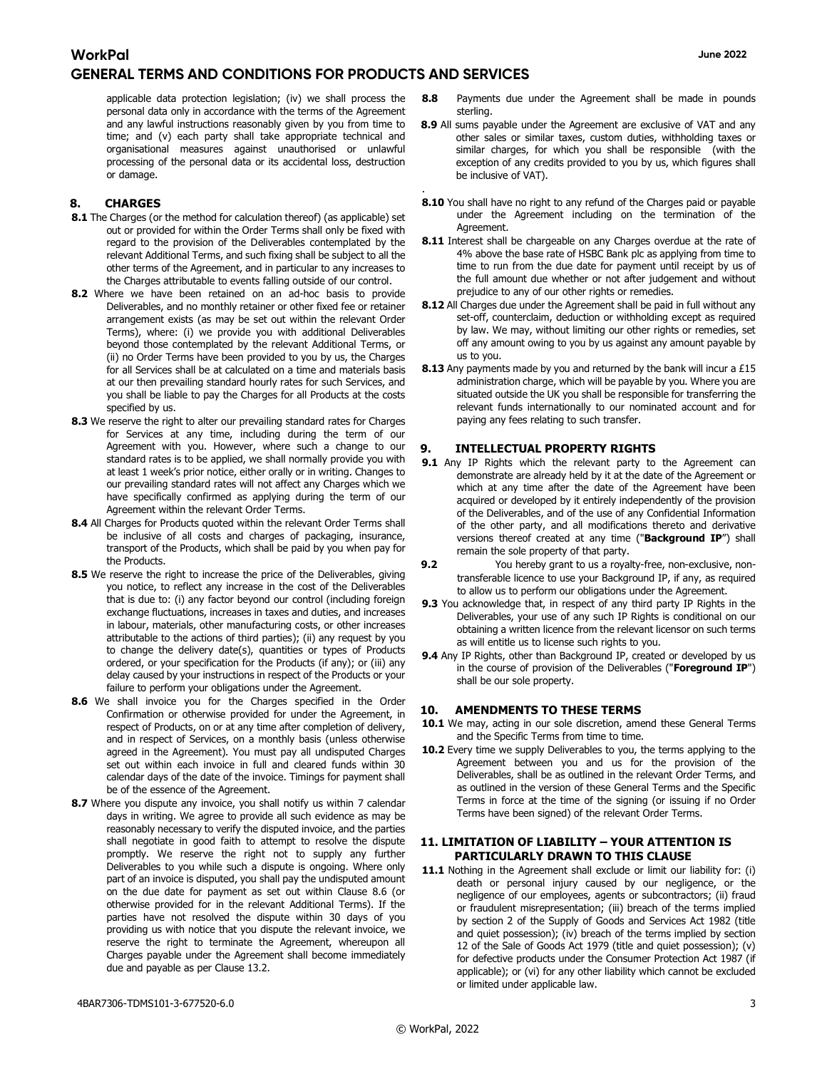applicable data protection legislation; (iv) we shall process the personal data only in accordance with the terms of the Agreement and any lawful instructions reasonably given by you from time to time; and (v) each party shall take appropriate technical and organisational measures against unauthorised or unlawful processing of the personal data or its accidental loss, destruction or damage.

## 8. CHARGES

**8.1** The Charges (or the method for calculation thereof) (as applicable) set out or provided for within the Order Terms shall only be fixed with regard to the provision of the Deliverables contemplated by the relevant Additional Terms, and such fixing shall be subject to all the other terms of the Agreement, and in particular to any increases to the Charges attributable to events falling outside of our control.

**8.2** Where we have been retained on an ad-hoc basis to provide Deliverables, and no monthly retainer or other fixed fee or retainer arrangement exists (as may be set out within the relevant Order Terms), where: (i) we provide you with additional Deliverables beyond those contemplated by the relevant Additional Terms, or (ii) no Order Terms have been provided to you by us, the Charges for all Services shall be at calculated on a time and materials basis at our then prevailing standard hourly rates for such Services, and you shall be liable to pay the Charges for all Products at the costs specified by us.

**8.3** We reserve the right to alter our prevailing standard rates for Charges for Services at any time, including during the term of our Agreement with you. However, where such a change to our standard rates is to be applied, we shall normally provide you with at least 1 week's prior notice, either orally or in writing. Changes to our prevailing standard rates will not affect any Charges which we have specifically confirmed as applying during the term of our Agreement within the relevant Order Terms.

**8.4** All Charges for Products quoted within the relevant Order Terms shall be inclusive of all costs and charges of packaging, insurance, transport of the Products, which shall be paid by you when pay for the Products.

**8.5** We reserve the right to increase the price of the Deliverables, giving you notice, to reflect any increase in the cost of the Deliverables that is due to: (i) any factor beyond our control (including foreign exchange fluctuations, increases in taxes and duties, and increases in labour, materials, other manufacturing costs, or other increases attributable to the actions of third parties); (ii) any request by you to change the delivery date(s), quantities or types of Products ordered, or your specification for the Products (if any); or (iii) any delay caused by your instructions in respect of the Products or your failure to perform your obligations under the Agreement.

**8.6** We shall invoice you for the Charges specified in the Order Confirmation or otherwise provided for under the Agreement, in respect of Products, on or at any time after completion of delivery, and in respect of Services, on a monthly basis (unless otherwise agreed in the Agreement). You must pay all undisputed Charges set out within each invoice in full and cleared funds within 30 calendar days of the date of the invoice. Timings for payment shall be of the essence of the Agreement.

**8.7** Where you dispute any invoice, you shall notify us within 7 calendar days in writing. We agree to provide all such evidence as may be reasonably necessary to verify the disputed invoice, and the parties shall negotiate in good faith to attempt to resolve the dispute promptly. We reserve the right not to supply any further Deliverables to you while such a dispute is ongoing. Where only part of an invoice is disputed, you shall pay the undisputed amount on the due date for payment as set out within Clause 8.6 (or otherwise provided for in the relevant Additional Terms). If the parties have not resolved the dispute within 30 days of you providing us with notice that you dispute the relevant invoice, we reserve the right to terminate the Agreement, whereupon all Charges payable under the Agreement shall become immediately due and payable as per Clause 13.2.

**8.8** Payments due under the Agreement shall be made in pounds sterling.

**8.9** All sums payable under the Agreement are exclusive of VAT and any other sales or similar taxes, custom duties, withholding taxes or similar charges, for which you shall be responsible (with the exception of any credits provided to you by us, which figures shall be inclusive of VAT).

**8.10** You shall have no right to any refund of the Charges paid or payable under the Agreement including on the termination of the Agreement.

**8.11** Interest shall be chargeable on any Charges overdue at the rate of 4% above the base rate of HSBC Bank plc as applying from time to time to run from the due date for payment until receipt by us of the full amount due whether or not after judgement and without prejudice to any of our other rights or remedies.

**8.12** All Charges due under the Agreement shall be paid in full without any set-off, counterclaim, deduction or withholding except as required by law. We may, without limiting our other rights or remedies, set off any amount owing to you by us against any amount payable by us to you.

**8.13** Any payments made by you and returned by the bank will incur a £15 administration charge, which will be payable by you. Where you are situated outside the UK you shall be responsible for transferring the relevant funds internationally to our nominated account and for paying any fees relating to such transfer.

## 9. INTELLECTUAL PROPERTY RIGHTS

**9.1** Any IP Rights which the relevant party to the Agreement can demonstrate are already held by it at the date of the Agreement or which at any time after the date of the Agreement have been acquired or developed by it entirely independently of the provision of the Deliverables, and of the use of any Confidential Information of the other party, and all modifications thereto and derivative versions thereof created at any time ("**Background IP**") shall remain the sole property of that party.

**9.2** You hereby grant to us a royalty-free, non-exclusive, non-transferable licence to use your Background IP, if any, as required to allow us to perform our obligations under the Agreement.

**9.3** You acknowledge that, in respect of any third party IP Rights in the Deliverables, your use of any such IP Rights is conditional on our obtaining a written licence from the relevant licensor on such terms as will entitle us to license such rights to you.

**9.4** Any IP Rights, other than Background IP, created or developed by us in the course of provision of the Deliverables ("**Foreground IP**") shall be our sole property.

## 10. AMENDMENTS TO THESE TERMS

**10.1** We may, acting in our sole discretion, amend these General Terms and the Specific Terms from time to time.

**10.2** Every time we supply Deliverables to you, the terms applying to the Agreement between you and us for the provision of the Deliverables, shall be as outlined in the relevant Order Terms, and as outlined in the version of these General Terms and the Specific Terms in force at the time of the signing (or issuing if no Order Terms have been signed) of the relevant Order Terms.

## 11. LIMITATION OF LIABILITY – YOUR ATTENTION IS PARTICULARLY DRAWN TO THIS CLAUSE

**11.1** Nothing in the Agreement shall exclude or limit our liability for: (i) death or personal injury caused by our negligence, or the negligence of our employees, agents or subcontractors; (ii) fraud or fraudulent misrepresentation; (iii) breach of the terms implied by section 2 of the Supply of Goods and Services Act 1982 (title and quiet possession); (iv) breach of the terms implied by section 12 of the Sale of Goods Act 1979 (title and quiet possession); (v) for defective products under the Consumer Protection Act 1987 (if applicable); or (vi) for any other liability which cannot be excluded or limited under applicable law.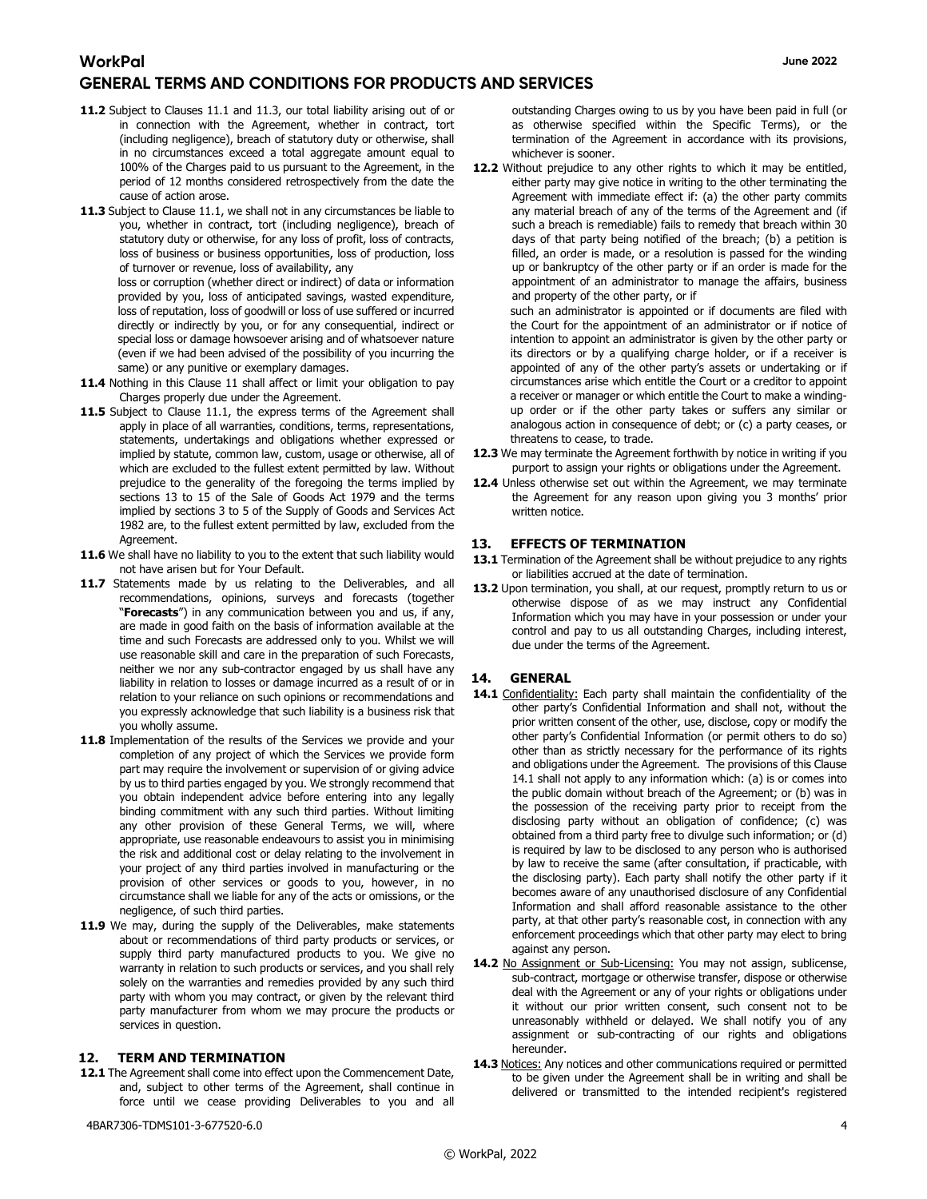**11.2** Subject to Clauses 11.1 and 11.3, our total liability arising out of or in connection with the Agreement, whether in contract, tort (including negligence), breach of statutory duty or otherwise, shall in no circumstances exceed a total aggregate amount equal to 100% of the Charges paid to us pursuant to the Agreement, in the period of 12 months considered retrospectively from the date the cause of action arose.

**11.3** Subject to Clause 11.1, we shall not in any circumstances be liable to you, whether in contract, tort (including negligence), breach of statutory duty or otherwise, for any loss of profit, loss of contracts, loss of business or business opportunities, loss of production, loss of turnover or revenue, loss of availability, any loss or corruption (whether direct or indirect) of data or information provided by you, loss of anticipated savings, wasted expenditure, loss of reputation, loss of goodwill or loss of use suffered or incurred directly or indirectly by you, or for any consequential, indirect or special loss or damage howsoever arising and of whatsoever nature (even if we had been advised of the possibility of you incurring the same) or any punitive or exemplary damages.

**11.4** Nothing in this Clause 11 shall affect or limit your obligation to pay Charges properly due under the Agreement.

**11.5** Subject to Clause 11.1, the express terms of the Agreement shall apply in place of all warranties, conditions, terms, representations, statements, undertakings and obligations whether expressed or implied by statute, common law, custom, usage or otherwise, all of which are excluded to the fullest extent permitted by law. Without prejudice to the generality of the foregoing the terms implied by sections 13 to 15 of the Sale of Goods Act 1979 and the terms implied by sections 3 to 5 of the Supply of Goods and Services Act 1982 are, to the fullest extent permitted by law, excluded from the Agreement.

**11.6** We shall have no liability to you to the extent that such liability would not have arisen but for Your Default.

**11.7** Statements made by us relating to the Deliverables, and all recommendations, opinions, surveys and forecasts (together "**Forecasts**") in any communication between you and us, if any, are made in good faith on the basis of information available at the time and such Forecasts are addressed only to you. Whilst we will use reasonable skill and care in the preparation of such Forecasts, neither we nor any sub-contractor engaged by us shall have any liability in relation to losses or damage incurred as a result of or in relation to your reliance on such opinions or recommendations and you expressly acknowledge that such liability is a business risk that you wholly assume.

**11.8** Implementation of the results of the Services we provide and your completion of any project of which the Services we provide form part may require the involvement or supervision of or giving advice by us to third parties engaged by you. We strongly recommend that you obtain independent advice before entering into any legally binding commitment with any such third parties. Without limiting any other provision of these General Terms, we will, where appropriate, use reasonable endeavours to assist you in minimising the risk and additional cost or delay relating to the involvement in your project of any third parties involved in manufacturing or the provision of other services or goods to you, however, in no circumstance shall we liable for any of the acts or omissions, or the negligence, of such third parties.

**11.9** We may, during the supply of the Deliverables, make statements about or recommendations of third party products or services, or supply third party manufactured products to you. We give no warranty in relation to such products or services, and you shall rely solely on the warranties and remedies provided by any such third party with whom you may contract, or given by the relevant third party manufacturer from whom we may procure the products or services in question.

## 12. TERM AND TERMINATION

**12.1** The Agreement shall come into effect upon the Commencement Date, and, subject to other terms of the Agreement, shall continue in force until we cease providing Deliverables to you and all outstanding Charges owing to us by you have been paid in full (or as otherwise specified within the Specific Terms), or the termination of the Agreement in accordance with its provisions, whichever is sooner.

**12.2** Without prejudice to any other rights to which it may be entitled, either party may give notice in writing to the other terminating the Agreement with immediate effect if: (a) the other party commits any material breach of any of the terms of the Agreement and (if such a breach is remediable) fails to remedy that breach within 30 days of that party being notified of the breach; (b) a petition is filled, an order is made, or a resolution is passed for the winding up or bankruptcy of the other party or if an order is made for the appointment of an administrator to manage the affairs, business and property of the other party, or if such an administrator is appointed or if documents are filed with the Court for the appointment of an administrator or if notice of intention to appoint an administrator is given by the other party or its directors or by a qualifying charge holder, or if a receiver is appointed of any of the other party's assets or undertaking or if circumstances arise which entitle the Court or a creditor to appoint a receiver or manager or which entitle the Court to make a winding-up order or if the other party takes or suffers any similar or analogous action in consequence of debt; or (c) a party ceases, or threatens to cease, to trade.

**12.3** We may terminate the Agreement forthwith by notice in writing if you purport to assign your rights or obligations under the Agreement.

**12.4** Unless otherwise set out within the Agreement, we may terminate the Agreement for any reason upon giving you 3 months' prior written notice.

## 13. EFFECTS OF TERMINATION

**13.1** Termination of the Agreement shall be without prejudice to any rights or liabilities accrued at the date of termination.

**13.2** Upon termination, you shall, at our request, promptly return to us or otherwise dispose of as we may instruct any Confidential Information which you may have in your possession or under your control and pay to us all outstanding Charges, including interest, due under the terms of the Agreement.

## 14. GENERAL

**14.1** Confidentiality: Each party shall maintain the confidentiality of the other party's Confidential Information and shall not, without the prior written consent of the other, use, disclose, copy or modify the other party's Confidential Information (or permit others to do so) other than as strictly necessary for the performance of its rights and obligations under the Agreement. The provisions of this Clause 14.1 shall not apply to any information which: (a) is or comes into the public domain without breach of the Agreement; or (b) was in the possession of the receiving party prior to receipt from the disclosing party without an obligation of confidence; (c) was obtained from a third party free to divulge such information; or (d) is required by law to be disclosed to any person who is authorised by law to receive the same (after consultation, if practicable, with the disclosing party). Each party shall notify the other party if it becomes aware of any unauthorised disclosure of any Confidential Information and shall afford reasonable assistance to the other party, at that other party's reasonable cost, in connection with any enforcement proceedings which that other party may elect to bring against any person.

**14.2** No Assignment or Sub-Licensing: You may not assign, sublicense, sub-contract, mortgage or otherwise transfer, dispose or otherwise deal with the Agreement or any of your rights or obligations under it without our prior written consent, such consent not to be unreasonably withheld or delayed. We shall notify you of any assignment or sub-contracting of our rights and obligations hereunder.

**14.3** Notices: Any notices and other communications required or permitted to be given under the Agreement shall be in writing and shall be delivered or transmitted to the intended recipient's registered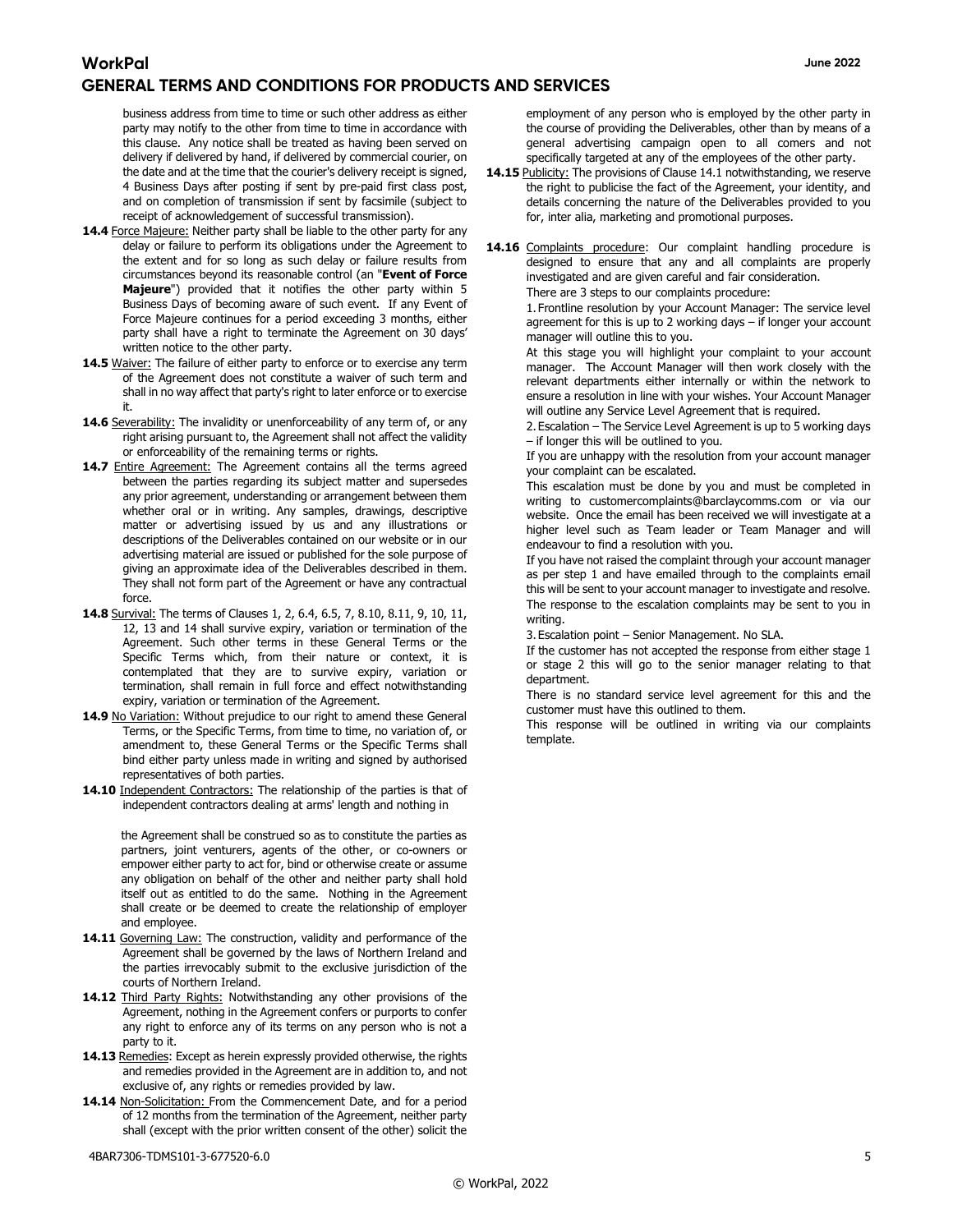business address from time to time or such other address as either party may notify to the other from time to time in accordance with this clause. Any notice shall be treated as having been served on delivery if delivered by hand, if delivered by commercial courier, on the date and at the time that the courier's delivery receipt is signed, 4 Business Days after posting if sent by pre-paid first class post, and on completion of transmission if sent by facsimile (subject to receipt of acknowledgement of successful transmission).

**14.4** Force Majeure: Neither party shall be liable to the other party for any delay or failure to perform its obligations under the Agreement to the extent and for so long as such delay or failure results from circumstances beyond its reasonable control (an "**Event of Force Majeure**") provided that it notifies the other party within 5 Business Days of becoming aware of such event. If any Event of Force Majeure continues for a period exceeding 3 months, either party shall have a right to terminate the Agreement on 30 days' written notice to the other party.

**14.5** Waiver: The failure of either party to enforce or to exercise any term of the Agreement does not constitute a waiver of such term and shall in no way affect that party's right to later enforce or to exercise it.

**14.6** Severability: The invalidity or unenforceability of any term of, or any right arising pursuant to, the Agreement shall not affect the validity or enforceability of the remaining terms or rights.

**14.7** Entire Agreement: The Agreement contains all the terms agreed between the parties regarding its subject matter and supersedes any prior agreement, understanding or arrangement between them whether oral or in writing. Any samples, drawings, descriptive matter or advertising issued by us and any illustrations or descriptions of the Deliverables contained on our website or in our advertising material are issued or published for the sole purpose of giving an approximate idea of the Deliverables described in them. They shall not form part of the Agreement or have any contractual force.

**14.8** Survival: The terms of Clauses 1, 2, 6.4, 6.5, 7, 8.10, 8.11, 9, 10, 11, 12, 13 and 14 shall survive expiry, variation or termination of the Agreement. Such other terms in these General Terms or the Specific Terms which, from their nature or context, it is contemplated that they are to survive expiry, variation or termination, shall remain in full force and effect notwithstanding expiry, variation or termination of the Agreement.

**14.9** No Variation: Without prejudice to our right to amend these General Terms, or the Specific Terms, from time to time, no variation of, or amendment to, these General Terms or the Specific Terms shall bind either party unless made in writing and signed by authorised representatives of both parties.

**14.10** Independent Contractors: The relationship of the parties is that of independent contractors dealing at arms' length and nothing in the Agreement shall be construed so as to constitute the parties as partners, joint venturers, agents of the other, or co-owners or empower either party to act for, bind or otherwise create or assume any obligation on behalf of the other and neither party shall hold itself out as entitled to do the same. Nothing in the Agreement shall create or be deemed to create the relationship of employer and employee.

**14.11** Governing Law: The construction, validity and performance of the Agreement shall be governed by the laws of Northern Ireland and the parties irrevocably submit to the exclusive jurisdiction of the courts of Northern Ireland.

**14.12** Third Party Rights: Notwithstanding any other provisions of the Agreement, nothing in the Agreement confers or purports to confer any right to enforce any of its terms on any person who is not a party to it.

**14.13** Remedies: Except as herein expressly provided otherwise, the rights and remedies provided in the Agreement are in addition to, and not exclusive of, any rights or remedies provided by law.

**14.14** Non-Solicitation: From the Commencement Date, and for a period of 12 months from the termination of the Agreement, neither party shall (except with the prior written consent of the other) solicit the employment of any person who is employed by the other party in the course of providing the Deliverables, other than by means of a general advertising campaign open to all comers and not specifically targeted at any of the employees of the other party.

**14.15** Publicity: The provisions of Clause 14.1 notwithstanding, we reserve the right to publicise the fact of the Agreement, your identity, and details concerning the nature of the Deliverables provided to you for, inter alia, marketing and promotional purposes.

**14.16** Complaints procedure: Our complaint handling procedure is designed to ensure that any and all complaints are properly investigated and are given careful and fair consideration.

There are 3 steps to our complaints procedure:

1. Frontline resolution by your Account Manager: The service level agreement for this is up to 2 working days – if longer your account manager will outline this to you.

At this stage you will highlight your complaint to your account manager. The Account Manager will then work closely with the relevant departments either internally or within the network to ensure a resolution in line with your wishes. Your Account Manager will outline any Service Level Agreement that is required.

2. Escalation – The Service Level Agreement is up to 5 working days – if longer this will be outlined to you.

If you are unhappy with the resolution from your account manager your complaint can be escalated.

This escalation must be done by you and must be completed in writing to customercomplaints@barclaycomms.com or via our website. Once the email has been received we will investigate at a higher level such as Team leader or Team Manager and will endeavour to find a resolution with you.

If you have not raised the complaint through your account manager as per step 1 and have emailed through to the complaints email this will be sent to your account manager to investigate and resolve. The response to the escalation complaints may be sent to you in writing.

3. Escalation point – Senior Management. No SLA.

If the customer has not accepted the response from either stage 1 or stage 2 this will go to the senior manager relating to that department.

There is no standard service level agreement for this and the customer must have this outlined to them.

This response will be outlined in writing via our complaints template.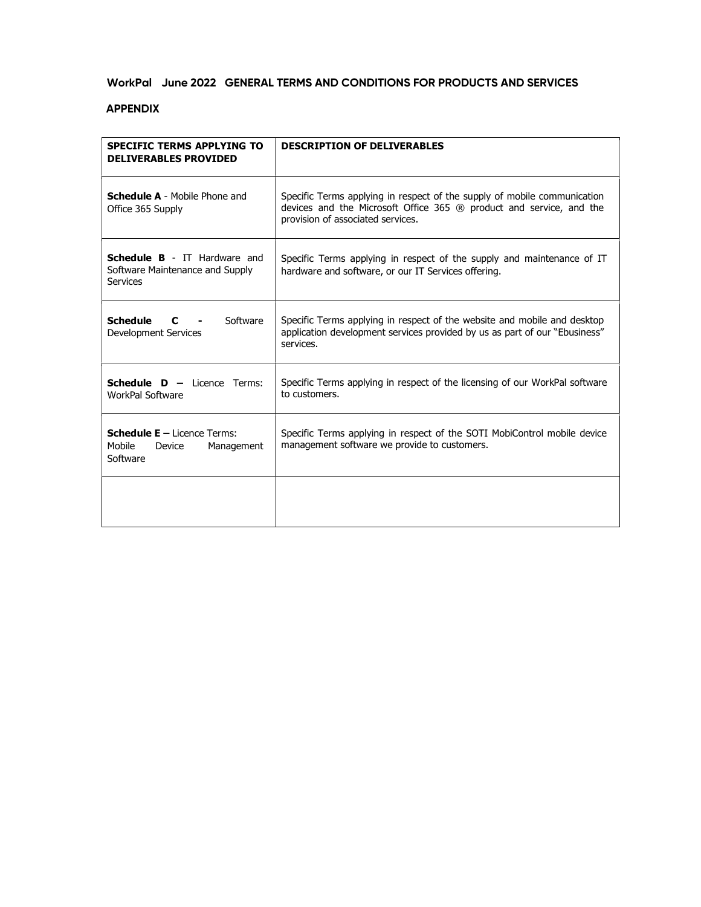**WorkPal June 2022 GENERAL TERMS AND CONDITIONS FOR PRODUCTS AND SERVICES**

**APPENDIX**

| **SPECIFIC TERMS APPLYING TO DELIVERABLES PROVIDED** | **DESCRIPTION OF DELIVERABLES** |
|---|---|
| **Schedule A** - Mobile Phone and Office 365 Supply | Specific Terms applying in respect of the supply of mobile communication devices and the Microsoft Office 365 ® product and service, and the provision of associated services. |
| **Schedule B** - IT Hardware and Software Maintenance and Supply Services | Specific Terms applying in respect of the supply and maintenance of IT hardware and software, or our IT Services offering. |
| **Schedule C** - Software Development Services | Specific Terms applying in respect of the website and mobile and desktop application development services provided by us as part of our "Ebusiness" services. |
| **Schedule D –** Licence Terms: WorkPal Software | Specific Terms applying in respect of the licensing of our WorkPal software to customers. |
| **Schedule E –** Licence Terms: Mobile Device Management Software | Specific Terms applying in respect of the SOTI MobiControl mobile device management software we provide to customers. |
| | |